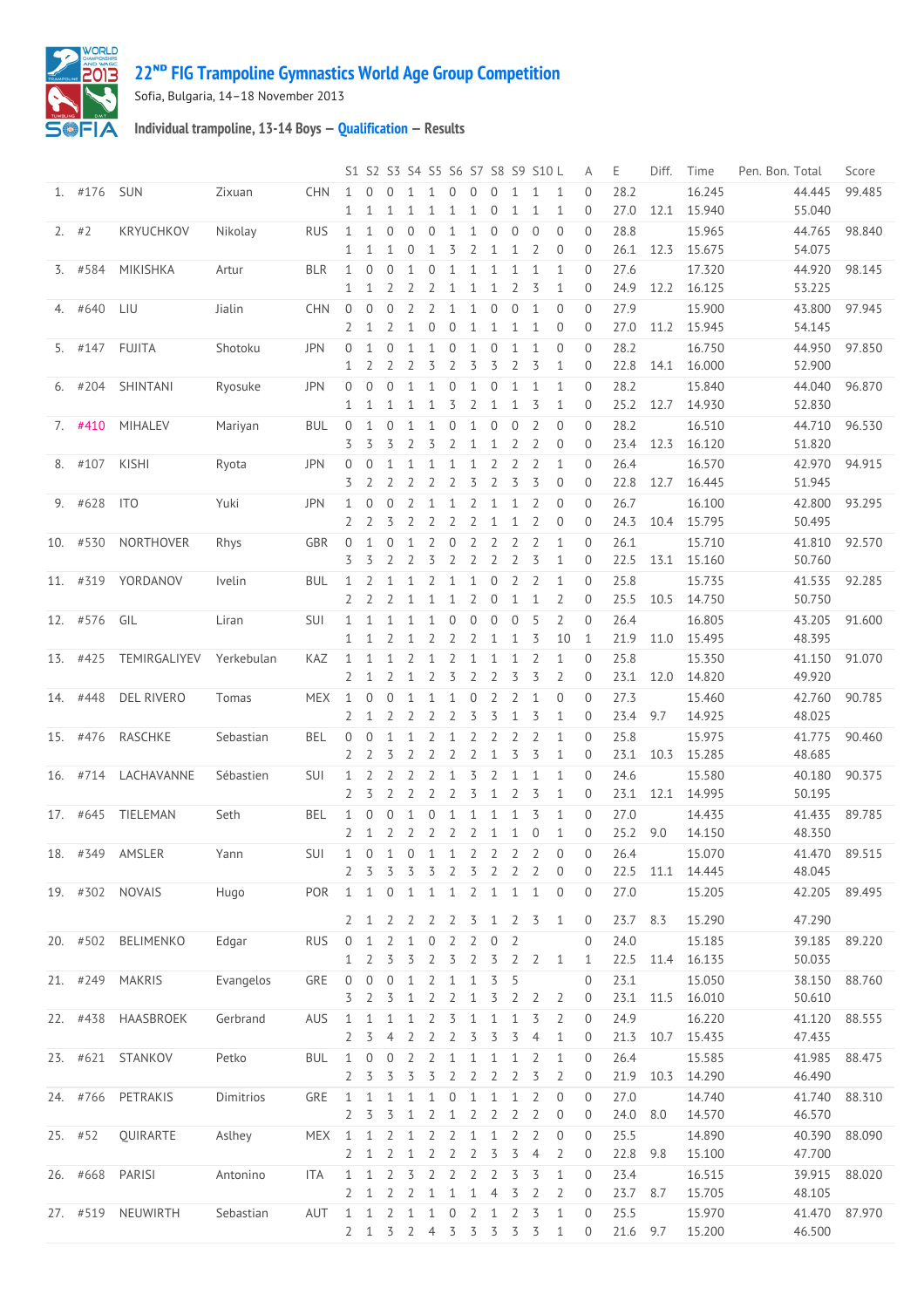# 22[ND] FIG Trampoline Gymnastics World Age Group Competition

Sofia, Bulgaria, 14–18 November 2013

## Individual trampoline, 13-14 Boys — Qualification — Results

| | | | | | S1 | S2 | S3 | S4 | S5 | S6 | S7 | S8 | S9 | S10 | L | A | E | Diff. | Time | Pen. | Bon. | Total | Score |
|---|---|---|---|---|---|---|---|---|---|---|---|---|---|---|---|---|---|---|---|---|---|---|---|
| 1. | #176 | SUN | Zixuan | CHN | 1 | 0 | 0 | 1 | 1 | 0 | 0 | 0 | 1 | 1 | 1 | 0 | 28.2 | | 16.245 | | | 44.445 | 99.485 |
| | | | | | 1 | 1 | 1 | 1 | 1 | 1 | 1 | 0 | 1 | 1 | 1 | 0 | 27.0 | 12.1 | 15.940 | | | 55.040 | |
| 2. | #2 | KRYUCHKOV | Nikolay | RUS | 1 | 1 | 0 | 0 | 0 | 1 | 1 | 0 | 0 | 0 | 0 | 0 | 28.8 | | 15.965 | | | 44.765 | 98.840 |
| | | | | | 1 | 1 | 1 | 0 | 1 | 3 | 2 | 1 | 1 | 2 | 0 | 0 | 26.1 | 12.3 | 15.675 | | | 54.075 | |
| 3. | #584 | MIKISHKA | Artur | BLR | 1 | 0 | 0 | 1 | 0 | 1 | 1 | 1 | 1 | 1 | 1 | 0 | 27.6 | | 17.320 | | | 44.920 | 98.145 |
| | | | | | 1 | 1 | 2 | 2 | 2 | 1 | 1 | 1 | 2 | 3 | 1 | 0 | 24.9 | 12.2 | 16.125 | | | 53.225 | |
| 4. | #640 | LIU | Jialin | CHN | 0 | 0 | 0 | 2 | 2 | 1 | 1 | 0 | 0 | 1 | 0 | 0 | 27.9 | | 15.900 | | | 43.800 | 97.945 |
| | | | | | 2 | 1 | 2 | 1 | 0 | 0 | 1 | 1 | 1 | 1 | 0 | 0 | 27.0 | 11.2 | 15.945 | | | 54.145 | |
| 5. | #147 | FUJITA | Shotoku | JPN | 0 | 1 | 0 | 1 | 1 | 0 | 1 | 0 | 1 | 1 | 0 | 0 | 28.2 | | 16.750 | | | 44.950 | 97.850 |
| | | | | | 1 | 2 | 2 | 2 | 3 | 2 | 3 | 3 | 2 | 3 | 1 | 0 | 22.8 | 14.1 | 16.000 | | | 52.900 | |
| 6. | #204 | SHINTANI | Ryosuke | JPN | 0 | 0 | 0 | 1 | 1 | 0 | 1 | 0 | 1 | 1 | 1 | 0 | 28.2 | | 15.840 | | | 44.040 | 96.870 |
| | | | | | 1 | 1 | 1 | 1 | 1 | 3 | 2 | 1 | 1 | 3 | 1 | 0 | 25.2 | 12.7 | 14.930 | | | 52.830 | |
| 7. | #410 | MIHALEV | Mariyan | BUL | 0 | 1 | 0 | 1 | 1 | 0 | 1 | 0 | 0 | 2 | 0 | 0 | 28.2 | | 16.510 | | | 44.710 | 96.530 |
| | | | | | 3 | 3 | 3 | 2 | 3 | 2 | 1 | 1 | 2 | 2 | 0 | 0 | 23.4 | 12.3 | 16.120 | | | 51.820 | |
| 8. | #107 | KISHI | Ryota | JPN | 0 | 0 | 1 | 1 | 1 | 1 | 1 | 2 | 2 | 2 | 1 | 0 | 26.4 | | 16.570 | | | 42.970 | 94.915 |
| | | | | | 3 | 2 | 2 | 2 | 2 | 2 | 3 | 2 | 3 | 3 | 0 | 0 | 22.8 | 12.7 | 16.445 | | | 51.945 | |
| 9. | #628 | ITO | Yuki | JPN | 1 | 0 | 0 | 2 | 1 | 1 | 2 | 1 | 1 | 2 | 0 | 0 | 26.7 | | 16.100 | | | 42.800 | 93.295 |
| | | | | | 2 | 2 | 3 | 2 | 2 | 2 | 2 | 1 | 1 | 2 | 0 | 0 | 24.3 | 10.4 | 15.795 | | | 50.495 | |
| 10. | #530 | NORTHOVER | Rhys | GBR | 0 | 1 | 0 | 1 | 2 | 0 | 2 | 2 | 2 | 2 | 1 | 0 | 26.1 | | 15.710 | | | 41.810 | 92.570 |
| | | | | | 3 | 3 | 2 | 2 | 3 | 2 | 2 | 2 | 2 | 3 | 1 | 0 | 22.5 | 13.1 | 15.160 | | | 50.760 | |
| 11. | #319 | YORDANOV | Ivelin | BUL | 1 | 2 | 1 | 1 | 2 | 1 | 1 | 0 | 2 | 2 | 1 | 0 | 25.8 | | 15.735 | | | 41.535 | 92.285 |
| | | | | | 2 | 2 | 2 | 1 | 1 | 1 | 2 | 0 | 1 | 1 | 2 | 0 | 25.5 | 10.5 | 14.750 | | | 50.750 | |
| 12. | #576 | GIL | Liran | SUI | 1 | 1 | 1 | 1 | 1 | 0 | 0 | 0 | 0 | 5 | 2 | 0 | 26.4 | | 16.805 | | | 43.205 | 91.600 |
| | | | | | 1 | 1 | 2 | 1 | 2 | 2 | 2 | 1 | 1 | 3 | 10 | 1 | 21.9 | 11.0 | 15.495 | | | 48.395 | |
| 13. | #425 | TEMIRGALIYEV | Yerkebulan | KAZ | 1 | 1 | 1 | 2 | 1 | 2 | 1 | 1 | 1 | 2 | 1 | 0 | 25.8 | | 15.350 | | | 41.150 | 91.070 |
| | | | | | 2 | 1 | 2 | 1 | 2 | 3 | 2 | 2 | 3 | 3 | 2 | 0 | 23.1 | 12.0 | 14.820 | | | 49.920 | |
| 14. | #448 | DEL RIVERO | Tomas | MEX | 1 | 0 | 0 | 1 | 1 | 1 | 0 | 2 | 2 | 1 | 0 | 0 | 27.3 | | 15.460 | | | 42.760 | 90.785 |
| | | | | | 2 | 1 | 2 | 2 | 2 | 2 | 3 | 3 | 1 | 3 | 1 | 0 | 23.4 | 9.7 | 14.925 | | | 48.025 | |
| 15. | #476 | RASCHKE | Sebastian | BEL | 0 | 0 | 1 | 1 | 2 | 1 | 2 | 2 | 2 | 2 | 1 | 0 | 25.8 | | 15.975 | | | 41.775 | 90.460 |
| | | | | | 2 | 2 | 3 | 2 | 2 | 2 | 2 | 1 | 3 | 3 | 1 | 0 | 23.1 | 10.3 | 15.285 | | | 48.685 | |
| 16. | #714 | LACHAVANNE | Sébastien | SUI | 1 | 2 | 2 | 2 | 2 | 1 | 3 | 2 | 1 | 1 | 1 | 0 | 24.6 | | 15.580 | | | 40.180 | 90.375 |
| | | | | | 2 | 3 | 2 | 2 | 2 | 2 | 3 | 1 | 2 | 3 | 1 | 0 | 23.1 | 12.1 | 14.995 | | | 50.195 | |
| 17. | #645 | TIELEMAN | Seth | BEL | 1 | 0 | 0 | 1 | 0 | 1 | 1 | 1 | 1 | 3 | 1 | 0 | 27.0 | | 14.435 | | | 41.435 | 89.785 |
| | | | | | 2 | 1 | 2 | 2 | 2 | 2 | 2 | 1 | 1 | 0 | 1 | 0 | 25.2 | 9.0 | 14.150 | | | 48.350 | |
| 18. | #349 | AMSLER | Yann | SUI | 1 | 0 | 1 | 0 | 1 | 1 | 2 | 2 | 2 | 2 | 0 | 0 | 26.4 | | 15.070 | | | 41.470 | 89.515 |
| | | | | | 2 | 3 | 3 | 3 | 3 | 2 | 3 | 2 | 2 | 2 | 0 | 0 | 22.5 | 11.1 | 14.445 | | | 48.045 | |
| 19. | #302 | NOVAIS | Hugo | POR | 1 | 1 | 0 | 1 | 1 | 1 | 2 | 1 | 1 | 1 | 0 | 0 | 27.0 | | 15.205 | | | 42.205 | 89.495 |
| | | | | | 2 | 1 | 2 | 2 | 2 | 2 | 3 | 1 | 2 | 3 | 1 | 0 | 23.7 | 8.3 | 15.290 | | | 47.290 | |
| 20. | #502 | BELIMENKO | Edgar | RUS | 0 | 1 | 2 | 1 | 0 | 2 | 2 | 0 | 2 | | | 0 | 24.0 | | 15.185 | | | 39.185 | 89.220 |
| | | | | | 1 | 2 | 3 | 3 | 2 | 3 | 2 | 3 | 2 | 2 | 1 | 1 | 22.5 | 11.4 | 16.135 | | | 50.035 | |
| 21. | #249 | MAKRIS | Evangelos | GRE | 0 | 0 | 0 | 1 | 2 | 1 | 1 | 3 | 5 | | | 0 | 23.1 | | 15.050 | | | 38.150 | 88.760 |
| | | | | | 3 | 2 | 3 | 1 | 2 | 2 | 1 | 3 | 2 | 2 | 2 | 0 | 23.1 | 11.5 | 16.010 | | | 50.610 | |
| 22. | #438 | HAASBROEK | Gerbrand | AUS | 1 | 1 | 1 | 1 | 2 | 3 | 1 | 1 | 1 | 3 | 2 | 0 | 24.9 | | 16.220 | | | 41.120 | 88.555 |
| | | | | | 2 | 3 | 4 | 2 | 2 | 2 | 3 | 3 | 3 | 4 | 1 | 0 | 21.3 | 10.7 | 15.435 | | | 47.435 | |
| 23. | #621 | STANKOV | Petko | BUL | 1 | 0 | 0 | 2 | 2 | 1 | 1 | 1 | 1 | 2 | 1 | 0 | 26.4 | | 15.585 | | | 41.985 | 88.475 |
| | | | | | 2 | 3 | 3 | 3 | 3 | 2 | 2 | 2 | 2 | 3 | 2 | 0 | 21.9 | 10.3 | 14.290 | | | 46.490 | |
| 24. | #766 | PETRAKIS | Dimitrios | GRE | 1 | 1 | 1 | 1 | 1 | 0 | 1 | 1 | 1 | 2 | 0 | 0 | 27.0 | | 14.740 | | | 41.740 | 88.310 |
| | | | | | 2 | 3 | 3 | 1 | 2 | 1 | 2 | 2 | 2 | 2 | 0 | 0 | 24.0 | 8.0 | 14.570 | | | 46.570 | |
| 25. | #52 | QUIRARTE | Aslhey | MEX | 1 | 1 | 2 | 1 | 2 | 2 | 1 | 1 | 2 | 2 | 0 | 0 | 25.5 | | 14.890 | | | 40.390 | 88.090 |
| | | | | | 2 | 1 | 2 | 1 | 2 | 2 | 2 | 3 | 3 | 4 | 2 | 0 | 22.8 | 9.8 | 15.100 | | | 47.700 | |
| 26. | #668 | PARISI | Antonino | ITA | 1 | 1 | 2 | 3 | 2 | 2 | 2 | 2 | 3 | 3 | 1 | 0 | 23.4 | | 16.515 | | | 39.915 | 88.020 |
| | | | | | 2 | 1 | 2 | 2 | 1 | 1 | 1 | 4 | 3 | 2 | 2 | 0 | 23.7 | 8.7 | 15.705 | | | 48.105 | |
| 27. | #519 | NEUWIRTH | Sebastian | AUT | 1 | 1 | 2 | 1 | 1 | 0 | 2 | 1 | 2 | 3 | 1 | 0 | 25.5 | | 15.970 | | | 41.470 | 87.970 |
| | | | | | 2 | 1 | 3 | 2 | 4 | 3 | 3 | 3 | 3 | 3 | 1 | 0 | 21.6 | 9.7 | 15.200 | | | 46.500 | |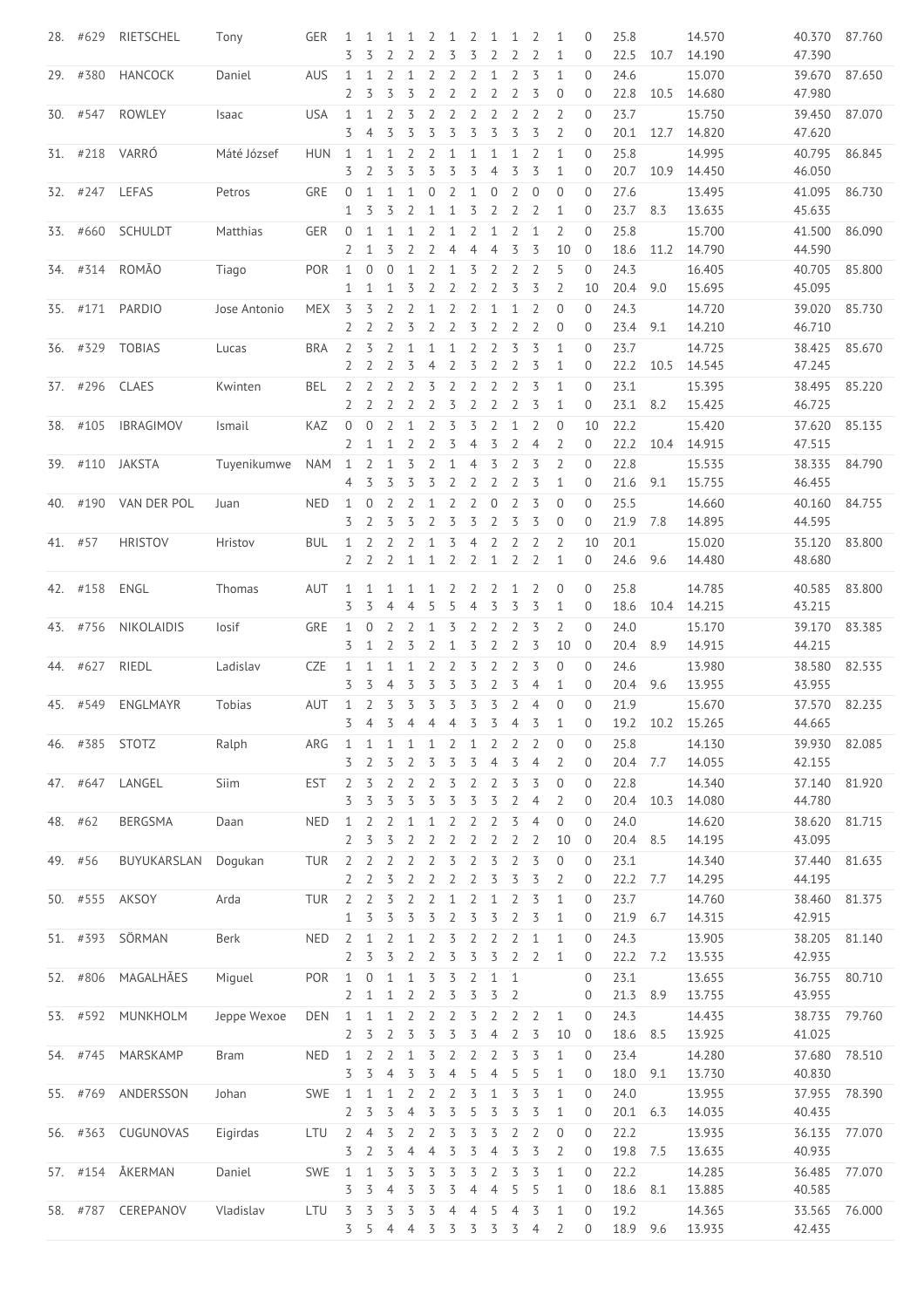| | | | | | | | | | | | | | | | | | | | | | |
|---|---|---|---|---|---|---|---|---|---|---|---|---|---|---|---|---|---|---|---|---|---|
| 28. | #629 | RIETSCHEL | Tony | GER | 1 | 1 | 1 | 1 | 2 | 1 | 2 | 1 | 1 | 2 | 1 | 0 | 25.8 | | 14.570 | 40.370 | 87.760 |
| | | | | | 3 | 3 | 2 | 2 | 2 | 3 | 3 | 2 | 2 | 2 | 1 | 0 | 22.5 | 10.7 | 14.190 | 47.390 | |
| 29. | #380 | HANCOCK | Daniel | AUS | 1 | 1 | 2 | 1 | 2 | 2 | 2 | 1 | 2 | 3 | 1 | 0 | 24.6 | | 15.070 | 39.670 | 87.650 |
| | | | | | 2 | 3 | 3 | 3 | 2 | 2 | 2 | 2 | 2 | 3 | 0 | 0 | 22.8 | 10.5 | 14.680 | 47.980 | |
| 30. | #547 | ROWLEY | Isaac | USA | 1 | 1 | 2 | 3 | 2 | 2 | 2 | 2 | 2 | 2 | 2 | 0 | 23.7 | | 15.750 | 39.450 | 87.070 |
| | | | | | 3 | 4 | 3 | 3 | 3 | 3 | 3 | 3 | 3 | 3 | 2 | 0 | 20.1 | 12.7 | 14.820 | 47.620 | |
| 31. | #218 | VARRÓ | Máté József | HUN | 1 | 1 | 1 | 2 | 2 | 1 | 1 | 1 | 1 | 2 | 1 | 0 | 25.8 | | 14.995 | 40.795 | 86.845 |
| | | | | | 3 | 2 | 3 | 3 | 3 | 3 | 3 | 4 | 3 | 3 | 1 | 0 | 20.7 | 10.9 | 14.450 | 46.050 | |
| 32. | #247 | LEFAS | Petros | GRE | 0 | 1 | 1 | 1 | 0 | 2 | 1 | 0 | 2 | 0 | 0 | 0 | 27.6 | | 13.495 | 41.095 | 86.730 |
| | | | | | 1 | 3 | 3 | 2 | 1 | 1 | 3 | 2 | 2 | 2 | 1 | 0 | 23.7 | 8.3 | 13.635 | 45.635 | |
| 33. | #660 | SCHULDT | Matthias | GER | 0 | 1 | 1 | 1 | 2 | 1 | 2 | 1 | 2 | 1 | 2 | 0 | 25.8 | | 15.700 | 41.500 | 86.090 |
| | | | | | 2 | 1 | 3 | 2 | 2 | 4 | 4 | 4 | 3 | 3 | 10 | 0 | 18.6 | 11.2 | 14.790 | 44.590 | |
| 34. | #314 | ROMÃO | Tiago | POR | 1 | 0 | 0 | 1 | 2 | 1 | 3 | 2 | 2 | 2 | 5 | 0 | 24.3 | | 16.405 | 40.705 | 85.800 |
| | | | | | 1 | 1 | 1 | 3 | 2 | 2 | 2 | 2 | 3 | 3 | 2 | 10 | 20.4 | 9.0 | 15.695 | 45.095 | |
| 35. | #171 | PARDIO | Jose Antonio | MEX | 3 | 3 | 2 | 2 | 1 | 2 | 2 | 1 | 1 | 2 | 0 | 0 | 24.3 | | 14.720 | 39.020 | 85.730 |
| | | | | | 2 | 2 | 2 | 3 | 2 | 2 | 3 | 2 | 2 | 2 | 0 | 0 | 23.4 | 9.1 | 14.210 | 46.710 | |
| 36. | #329 | TOBIAS | Lucas | BRA | 2 | 3 | 2 | 1 | 1 | 1 | 2 | 2 | 3 | 3 | 1 | 0 | 23.7 | | 14.725 | 38.425 | 85.670 |
| | | | | | 2 | 2 | 2 | 3 | 4 | 2 | 3 | 2 | 2 | 3 | 1 | 0 | 22.2 | 10.5 | 14.545 | 47.245 | |
| 37. | #296 | CLAES | Kwinten | BEL | 2 | 2 | 2 | 2 | 3 | 2 | 2 | 2 | 2 | 3 | 1 | 0 | 23.1 | | 15.395 | 38.495 | 85.220 |
| | | | | | 2 | 2 | 2 | 2 | 2 | 3 | 2 | 2 | 2 | 3 | 1 | 0 | 23.1 | 8.2 | 15.425 | 46.725 | |
| 38. | #105 | IBRAGIMOV | Ismail | KAZ | 0 | 0 | 2 | 1 | 2 | 3 | 3 | 2 | 1 | 2 | 0 | 10 | 22.2 | | 15.420 | 37.620 | 85.135 |
| | | | | | 2 | 1 | 1 | 2 | 2 | 3 | 4 | 3 | 2 | 4 | 2 | 0 | 22.2 | 10.4 | 14.915 | 47.515 | |
| 39. | #110 | JAKSTA | Tuyenikumwe | NAM | 1 | 2 | 1 | 3 | 2 | 1 | 4 | 3 | 2 | 3 | 2 | 0 | 22.8 | | 15.535 | 38.335 | 84.790 |
| | | | | | 4 | 3 | 3 | 3 | 3 | 2 | 2 | 2 | 2 | 3 | 1 | 0 | 21.6 | 9.1 | 15.755 | 46.455 | |
| 40. | #190 | VAN DER POL | Juan | NED | 1 | 0 | 2 | 2 | 1 | 2 | 2 | 0 | 2 | 3 | 0 | 0 | 25.5 | | 14.660 | 40.160 | 84.755 |
| | | | | | 3 | 2 | 3 | 3 | 2 | 3 | 3 | 2 | 3 | 3 | 0 | 0 | 21.9 | 7.8 | 14.895 | 44.595 | |
| 41. | #57 | HRISTOV | Hristov | BUL | 1 | 2 | 2 | 2 | 1 | 3 | 4 | 2 | 2 | 2 | 2 | 10 | 20.1 | | 15.020 | 35.120 | 83.800 |
| | | | | | 2 | 2 | 2 | 1 | 1 | 2 | 2 | 1 | 2 | 2 | 1 | 0 | 24.6 | 9.6 | 14.480 | 48.680 | |
| 42. | #158 | ENGL | Thomas | AUT | 1 | 1 | 1 | 1 | 1 | 2 | 2 | 2 | 1 | 2 | 0 | 0 | 25.8 | | 14.785 | 40.585 | 83.800 |
| | | | | | 3 | 3 | 4 | 4 | 5 | 5 | 4 | 3 | 3 | 3 | 1 | 0 | 18.6 | 10.4 | 14.215 | 43.215 | |
| 43. | #756 | NIKOLAIDIS | Iosif | GRE | 1 | 0 | 2 | 2 | 1 | 3 | 2 | 2 | 2 | 3 | 2 | 0 | 24.0 | | 15.170 | 39.170 | 83.385 |
| | | | | | 3 | 1 | 2 | 3 | 2 | 1 | 3 | 2 | 2 | 3 | 10 | 0 | 20.4 | 8.9 | 14.915 | 44.215 | |
| 44. | #627 | RIEDL | Ladislav | CZE | 1 | 1 | 1 | 1 | 2 | 2 | 3 | 2 | 2 | 3 | 0 | 0 | 24.6 | | 13.980 | 38.580 | 82.535 |
| | | | | | 3 | 3 | 4 | 3 | 3 | 3 | 3 | 2 | 3 | 4 | 1 | 0 | 20.4 | 9.6 | 13.955 | 43.955 | |
| 45. | #549 | ENGLMAYR | Tobias | AUT | 1 | 2 | 3 | 3 | 3 | 3 | 3 | 3 | 2 | 4 | 0 | 0 | 21.9 | | 15.670 | 37.570 | 82.235 |
| | | | | | 3 | 4 | 3 | 4 | 4 | 4 | 3 | 3 | 4 | 3 | 1 | 0 | 19.2 | 10.2 | 15.265 | 44.665 | |
| 46. | #385 | STOTZ | Ralph | ARG | 1 | 1 | 1 | 1 | 1 | 2 | 1 | 2 | 2 | 2 | 0 | 0 | 25.8 | | 14.130 | 39.930 | 82.085 |
| | | | | | 3 | 2 | 3 | 2 | 3 | 3 | 3 | 4 | 3 | 4 | 2 | 0 | 20.4 | 7.7 | 14.055 | 42.155 | |
| 47. | #647 | LANGEL | Siim | EST | 2 | 3 | 2 | 2 | 2 | 3 | 2 | 2 | 3 | 3 | 0 | 0 | 22.8 | | 14.340 | 37.140 | 81.920 |
| | | | | | 3 | 3 | 3 | 3 | 3 | 3 | 3 | 3 | 2 | 4 | 2 | 0 | 20.4 | 10.3 | 14.080 | 44.780 | |
| 48. | #62 | BERGSMA | Daan | NED | 1 | 2 | 2 | 1 | 1 | 2 | 2 | 2 | 3 | 4 | 0 | 0 | 24.0 | | 14.620 | 38.620 | 81.715 |
| | | | | | 2 | 3 | 3 | 2 | 2 | 2 | 2 | 2 | 2 | 2 | 10 | 0 | 20.4 | 8.5 | 14.195 | 43.095 | |
| 49. | #56 | BUYUKARSLAN | Dogukan | TUR | 2 | 2 | 2 | 2 | 2 | 3 | 2 | 3 | 2 | 3 | 0 | 0 | 23.1 | | 14.340 | 37.440 | 81.635 |
| | | | | | 2 | 2 | 3 | 2 | 2 | 2 | 2 | 3 | 3 | 3 | 2 | 0 | 22.2 | 7.7 | 14.295 | 44.195 | |
| 50. | #555 | AKSOY | Arda | TUR | 2 | 2 | 3 | 2 | 2 | 1 | 2 | 1 | 2 | 3 | 1 | 0 | 23.7 | | 14.760 | 38.460 | 81.375 |
| | | | | | 1 | 3 | 3 | 3 | 3 | 2 | 3 | 3 | 2 | 3 | 1 | 0 | 21.9 | 6.7 | 14.315 | 42.915 | |
| 51. | #393 | SÖRMAN | Berk | NED | 2 | 1 | 2 | 1 | 2 | 3 | 2 | 2 | 2 | 1 | 1 | 0 | 24.3 | | 13.905 | 38.205 | 81.140 |
| | | | | | 2 | 3 | 3 | 2 | 2 | 3 | 3 | 3 | 2 | 2 | 1 | 0 | 22.2 | 7.2 | 13.535 | 42.935 | |
| 52. | #806 | MAGALHÃES | Miguel | POR | 1 | 0 | 1 | 1 | 3 | 3 | 2 | 1 | 1 | | | 0 | 23.1 | | 13.655 | 36.755 | 80.710 |
| | | | | | 2 | 1 | 1 | 2 | 2 | 3 | 3 | 3 | 2 | | | 0 | 21.3 | 8.9 | 13.755 | 43.955 | |
| 53. | #592 | MUNKHOLM | Jeppe Wexoe | DEN | 1 | 1 | 1 | 2 | 2 | 2 | 3 | 2 | 2 | 2 | 1 | 0 | 24.3 | | 14.435 | 38.735 | 79.760 |
| | | | | | 2 | 3 | 2 | 3 | 3 | 3 | 3 | 4 | 2 | 3 | 10 | 0 | 18.6 | 8.5 | 13.925 | 41.025 | |
| 54. | #745 | MARSKAMP | Bram | NED | 1 | 2 | 2 | 1 | 3 | 2 | 2 | 2 | 3 | 3 | 1 | 0 | 23.4 | | 14.280 | 37.680 | 78.510 |
| | | | | | 3 | 3 | 4 | 3 | 3 | 4 | 5 | 4 | 5 | 5 | 1 | 0 | 18.0 | 9.1 | 13.730 | 40.830 | |
| 55. | #769 | ANDERSSON | Johan | SWE | 1 | 1 | 1 | 2 | 2 | 2 | 3 | 1 | 3 | 3 | 1 | 0 | 24.0 | | 13.955 | 37.955 | 78.390 |
| | | | | | 2 | 3 | 3 | 4 | 3 | 3 | 5 | 3 | 3 | 3 | 1 | 0 | 20.1 | 6.3 | 14.035 | 40.435 | |
| 56. | #363 | CUGUNOVAS | Eigirdas | LTU | 2 | 4 | 3 | 2 | 2 | 3 | 3 | 3 | 2 | 2 | 0 | 0 | 22.2 | | 13.935 | 36.135 | 77.070 |
| | | | | | 3 | 2 | 3 | 4 | 4 | 3 | 3 | 4 | 3 | 3 | 2 | 0 | 19.8 | 7.5 | 13.635 | 40.935 | |
| 57. | #154 | ÅKERMAN | Daniel | SWE | 1 | 1 | 3 | 3 | 3 | 3 | 3 | 2 | 3 | 3 | 1 | 0 | 22.2 | | 14.285 | 36.485 | 77.070 |
| | | | | | 3 | 3 | 4 | 3 | 3 | 3 | 4 | 4 | 5 | 5 | 1 | 0 | 18.6 | 8.1 | 13.885 | 40.585 | |
| 58. | #787 | CEREPANOV | Vladislav | LTU | 3 | 3 | 3 | 3 | 3 | 4 | 4 | 5 | 4 | 3 | 1 | 0 | 19.2 | | 14.365 | 33.565 | 76.000 |
| | | | | | 3 | 5 | 4 | 4 | 3 | 3 | 3 | 3 | 3 | 4 | 2 | 0 | 18.9 | 9.6 | 13.935 | 42.435 | |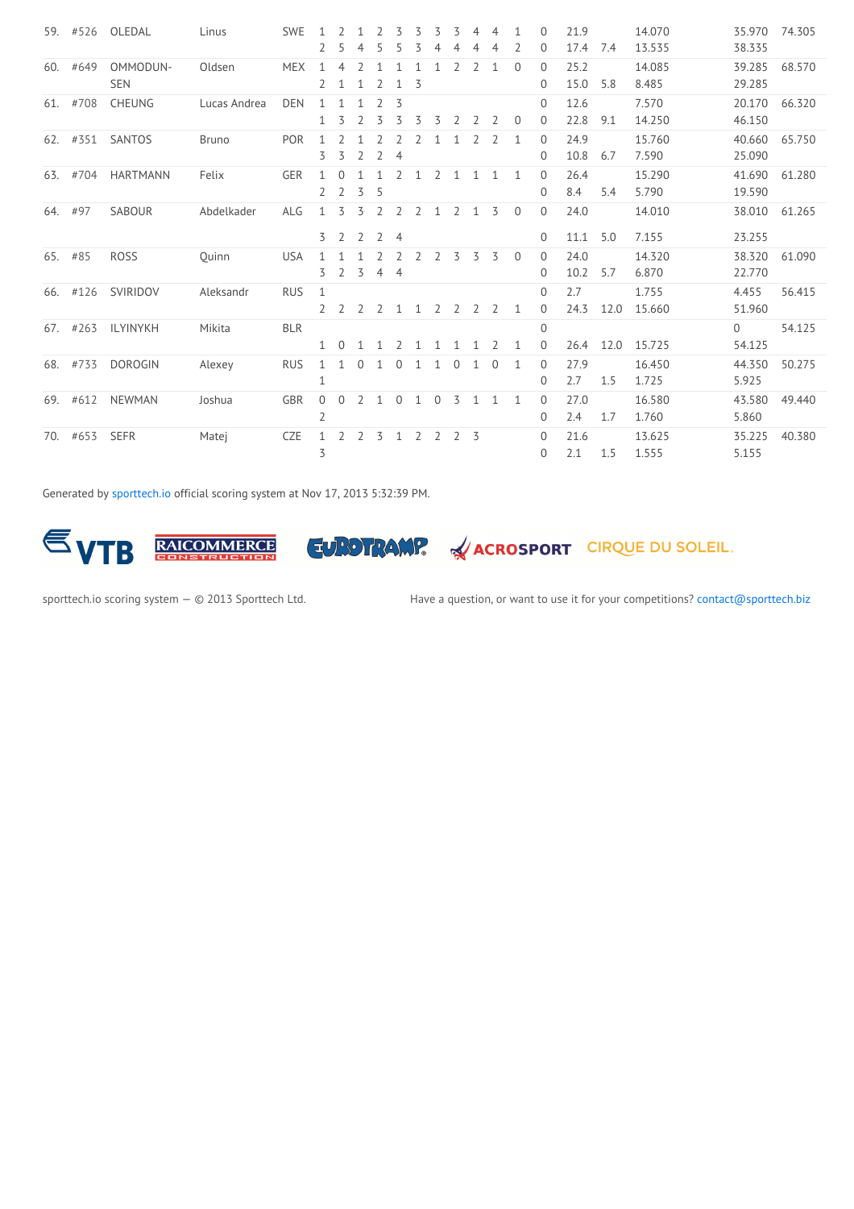| | | | | | | | | | | | | | | | | | | | | | | |
|---|---|---|---|---|---|---|---|---|---|---|---|---|---|---|---|---|---|---|---|---|---|---|
| 59. | #526 | OLEDAL | Linus | SWE | 1 | 2 | 1 | 2 | 3 | 3 | 3 | 3 | 4 | 4 | 1 | 0 | 21.9 | | 14.070 | 35.970 | 74.305 |
| | | | | | 2 | 5 | 4 | 5 | 5 | 3 | 4 | 4 | 4 | 4 | 2 | 0 | 17.4 | 7.4 | 13.535 | 38.335 | |
| 60. | #649 | OMMODUN-SEN | Oldsen | MEX | 1 | 4 | 2 | 1 | 1 | 1 | 1 | 2 | 2 | 1 | 0 | 0 | 25.2 | | 14.085 | 39.285 | 68.570 |
| | | | | | 2 | 1 | 1 | 2 | 1 | 3 | | | | | | 0 | 15.0 | 5.8 | 8.485 | 29.285 | |
| 61. | #708 | CHEUNG | Lucas Andrea | DEN | 1 | 1 | 1 | 2 | 3 | | | | | | | 0 | 12.6 | | 7.570 | 20.170 | 66.320 |
| | | | | | 1 | 3 | 2 | 3 | 3 | 3 | 3 | 2 | 2 | 2 | 0 | 0 | 22.8 | 9.1 | 14.250 | 46.150 | |
| 62. | #351 | SANTOS | Bruno | POR | 1 | 2 | 1 | 2 | 2 | 2 | 1 | 1 | 2 | 2 | 1 | 0 | 24.9 | | 15.760 | 40.660 | 65.750 |
| | | | | | 3 | 3 | 2 | 2 | 4 | | | | | | | 0 | 10.8 | 6.7 | 7.590 | 25.090 | |
| 63. | #704 | HARTMANN | Felix | GER | 1 | 0 | 1 | 1 | 2 | 1 | 2 | 1 | 1 | 1 | 1 | 0 | 26.4 | | 15.290 | 41.690 | 61.280 |
| | | | | | 2 | 2 | 3 | 5 | | | | | | | | 0 | 8.4 | 5.4 | 5.790 | 19.590 | |
| 64. | #97 | SABOUR | Abdelkader | ALG | 1 | 3 | 3 | 2 | 2 | 2 | 1 | 2 | 1 | 3 | 0 | 0 | 24.0 | | 14.010 | 38.010 | 61.265 |
| | | | | | 3 | 2 | 2 | 2 | 4 | | | | | | | 0 | 11.1 | 5.0 | 7.155 | 23.255 | |
| 65. | #85 | ROSS | Quinn | USA | 1 | 1 | 1 | 2 | 2 | 2 | 2 | 3 | 3 | 3 | 0 | 0 | 24.0 | | 14.320 | 38.320 | 61.090 |
| | | | | | 3 | 2 | 3 | 4 | 4 | | | | | | | 0 | 10.2 | 5.7 | 6.870 | 22.770 | |
| 66. | #126 | SVIRIDOV | Aleksandr | RUS | 1 | | | | | | | | | | | 0 | 2.7 | | 1.755 | 4.455 | 56.415 |
| | | | | | 2 | 2 | 2 | 2 | 1 | 1 | 2 | 2 | 2 | 2 | 1 | 0 | 24.3 | 12.0 | 15.660 | 51.960 | |
| 67. | #263 | ILYINYKH | Mikita | BLR | | | | | | | | | | | | 0 | | | | 0 | 54.125 |
| | | | | | 1 | 0 | 1 | 1 | 2 | 1 | 1 | 1 | 1 | 2 | 1 | 0 | 26.4 | 12.0 | 15.725 | 54.125 | |
| 68. | #733 | DOROGIN | Alexey | RUS | 1 | 1 | 0 | 1 | 0 | 1 | 1 | 0 | 1 | 0 | 1 | 0 | 27.9 | | 16.450 | 44.350 | 50.275 |
| | | | | | 1 | | | | | | | | | | | 0 | 2.7 | 1.5 | 1.725 | 5.925 | |
| 69. | #612 | NEWMAN | Joshua | GBR | 0 | 0 | 2 | 1 | 0 | 1 | 0 | 3 | 1 | 1 | 1 | 0 | 27.0 | | 16.580 | 43.580 | 49.440 |
| | | | | | 2 | | | | | | | | | | | 0 | 2.4 | 1.7 | 1.760 | 5.860 | |
| 70. | #653 | SEFR | Matej | CZE | 1 | 2 | 2 | 3 | 1 | 2 | 2 | 2 | 3 | | | 0 | 21.6 | | 13.625 | 35.225 | 40.380 |
| | | | | | 3 | | | | | | | | | | | 0 | 2.1 | 1.5 | 1.555 | 5.155 | |

Generated by sporttech.io official scoring system at Nov 17, 2013 5:32:39 PM.

VTB RAICOMMERCE CONSTRUCTION EUROTRAMP ACROSPORT CIRQUE DU SOLEIL

sporttech.io scoring system — © 2013 Sporttech Ltd. Have a question, or want to use it for your competitions? contact@sporttech.biz